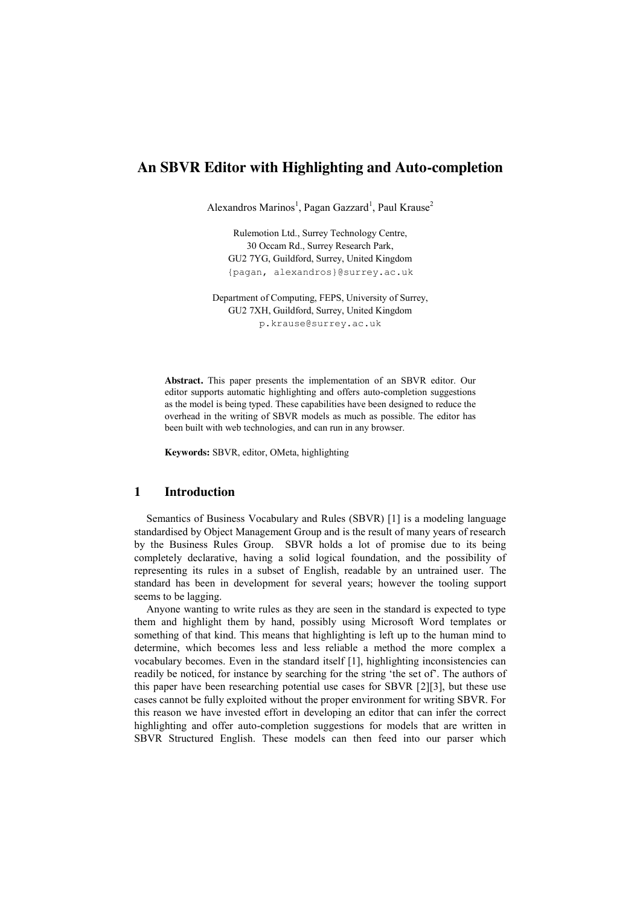# An SBVR Editor with Highlighting and Auto-completion

Alexandros Marinos[1], Pagan Gazzard[1], Paul Krause[2]

Rulemotion Ltd., Surrey Technology Centre,
30 Occam Rd., Surrey Research Park,
GU2 7YG, Guildford, Surrey, United Kingdom
{pagan, alexandros}@surrey.ac.uk

Department of Computing, FEPS, University of Surrey,
GU2 7XH, Guildford, Surrey, United Kingdom
p.krause@surrey.ac.uk

**Abstract.** This paper presents the implementation of an SBVR editor. Our editor supports automatic highlighting and offers auto-completion suggestions as the model is being typed. These capabilities have been designed to reduce the overhead in the writing of SBVR models as much as possible. The editor has been built with web technologies, and can run in any browser.

**Keywords:** SBVR, editor, OMeta, highlighting

## 1 Introduction

Semantics of Business Vocabulary and Rules (SBVR) [1] is a modeling language standardised by Object Management Group and is the result of many years of research by the Business Rules Group. SBVR holds a lot of promise due to its being completely declarative, having a solid logical foundation, and the possibility of representing its rules in a subset of English, readable by an untrained user. The standard has been in development for several years; however the tooling support seems to be lagging.

Anyone wanting to write rules as they are seen in the standard is expected to type them and highlight them by hand, possibly using Microsoft Word templates or something of that kind. This means that highlighting is left up to the human mind to determine, which becomes less and less reliable a method the more complex a vocabulary becomes. Even in the standard itself [1], highlighting inconsistencies can readily be noticed, for instance by searching for the string 'the set of'. The authors of this paper have been researching potential use cases for SBVR [2][3], but these use cases cannot be fully exploited without the proper environment for writing SBVR. For this reason we have invested effort in developing an editor that can infer the correct highlighting and offer auto-completion suggestions for models that are written in SBVR Structured English. These models can then feed into our parser which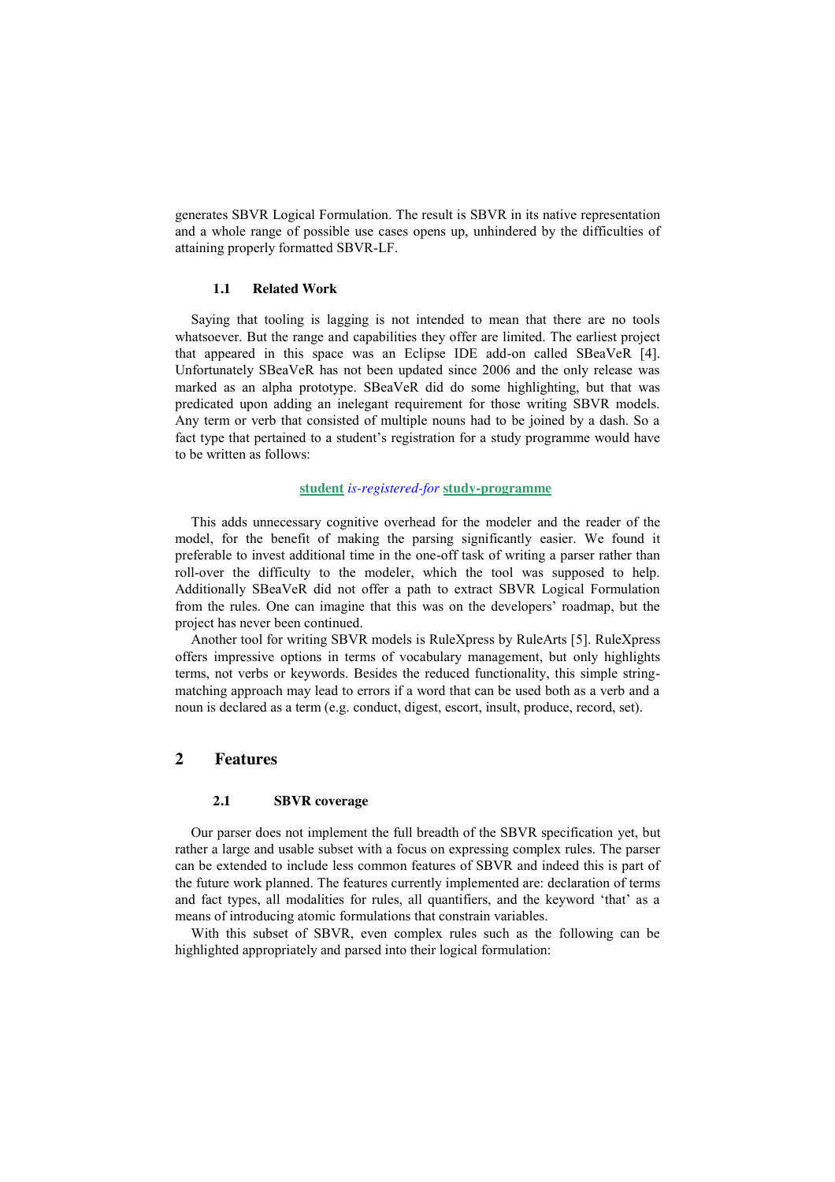generates SBVR Logical Formulation. The result is SBVR in its native representation and a whole range of possible use cases opens up, unhindered by the difficulties of attaining properly formatted SBVR-LF.

### 1.1 Related Work

Saying that tooling is lagging is not intended to mean that there are no tools whatsoever. But the range and capabilities they offer are limited. The earliest project that appeared in this space was an Eclipse IDE add-on called SBeaVeR [4]. Unfortunately SBeaVeR has not been updated since 2006 and the only release was marked as an alpha prototype. SBeaVeR did do some highlighting, but that was predicated upon adding an inelegant requirement for those writing SBVR models. Any term or verb that consisted of multiple nouns had to be joined by a dash. So a fact type that pertained to a student's registration for a study programme would have to be written as follows:

**student** *is-registered-for* **study-programme**

This adds unnecessary cognitive overhead for the modeler and the reader of the model, for the benefit of making the parsing significantly easier. We found it preferable to invest additional time in the one-off task of writing a parser rather than roll-over the difficulty to the modeler, which the tool was supposed to help. Additionally SBeaVeR did not offer a path to extract SBVR Logical Formulation from the rules. One can imagine that this was on the developers' roadmap, but the project has never been continued.

Another tool for writing SBVR models is RuleXpress by RuleArts [5]. RuleXpress offers impressive options in terms of vocabulary management, but only highlights terms, not verbs or keywords. Besides the reduced functionality, this simple string-matching approach may lead to errors if a word that can be used both as a verb and a noun is declared as a term (e.g. conduct, digest, escort, insult, produce, record, set).

## 2 Features

### 2.1 SBVR coverage

Our parser does not implement the full breadth of the SBVR specification yet, but rather a large and usable subset with a focus on expressing complex rules. The parser can be extended to include less common features of SBVR and indeed this is part of the future work planned. The features currently implemented are: declaration of terms and fact types, all modalities for rules, all quantifiers, and the keyword 'that' as a means of introducing atomic formulations that constrain variables.

With this subset of SBVR, even complex rules such as the following can be highlighted appropriately and parsed into their logical formulation: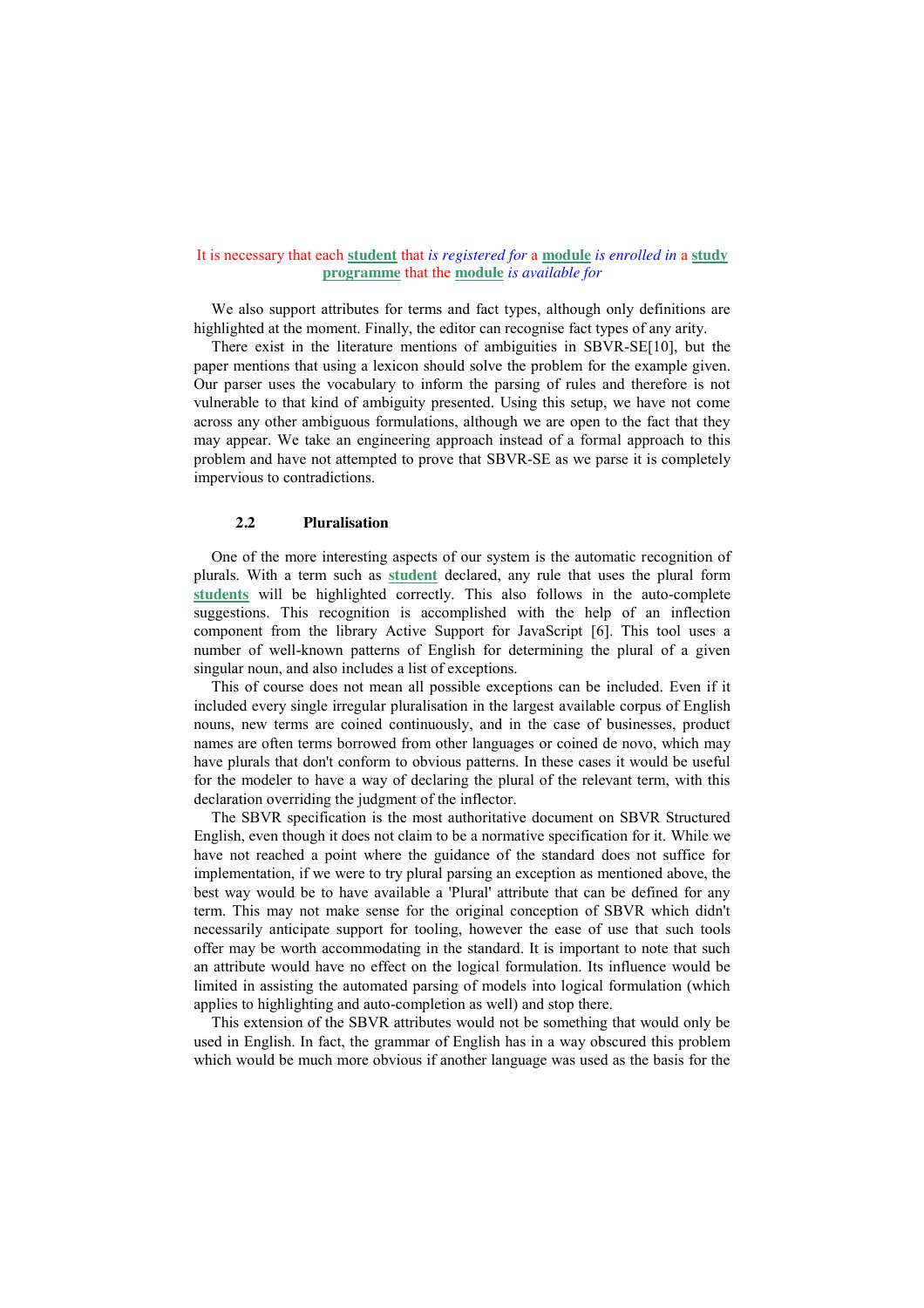It is necessary that each **student** that *is registered for* a **module** *is enrolled in* a **study programme** that the **module** *is available for*

We also support attributes for terms and fact types, although only definitions are highlighted at the moment. Finally, the editor can recognise fact types of any arity.

There exist in the literature mentions of ambiguities in SBVR-SE[10], but the paper mentions that using a lexicon should solve the problem for the example given. Our parser uses the vocabulary to inform the parsing of rules and therefore is not vulnerable to that kind of ambiguity presented. Using this setup, we have not come across any other ambiguous formulations, although we are open to the fact that they may appear. We take an engineering approach instead of a formal approach to this problem and have not attempted to prove that SBVR-SE as we parse it is completely impervious to contradictions.

### 2.2 Pluralisation

One of the more interesting aspects of our system is the automatic recognition of plurals. With a term such as **student** declared, any rule that uses the plural form **students** will be highlighted correctly. This also follows in the auto-complete suggestions. This recognition is accomplished with the help of an inflection component from the library Active Support for JavaScript [6]. This tool uses a number of well-known patterns of English for determining the plural of a given singular noun, and also includes a list of exceptions.

This of course does not mean all possible exceptions can be included. Even if it included every single irregular pluralisation in the largest available corpus of English nouns, new terms are coined continuously, and in the case of businesses, product names are often terms borrowed from other languages or coined de novo, which may have plurals that don't conform to obvious patterns. In these cases it would be useful for the modeler to have a way of declaring the plural of the relevant term, with this declaration overriding the judgment of the inflector.

The SBVR specification is the most authoritative document on SBVR Structured English, even though it does not claim to be a normative specification for it. While we have not reached a point where the guidance of the standard does not suffice for implementation, if we were to try plural parsing an exception as mentioned above, the best way would be to have available a 'Plural' attribute that can be defined for any term. This may not make sense for the original conception of SBVR which didn't necessarily anticipate support for tooling, however the ease of use that such tools offer may be worth accommodating in the standard. It is important to note that such an attribute would have no effect on the logical formulation. Its influence would be limited in assisting the automated parsing of models into logical formulation (which applies to highlighting and auto-completion as well) and stop there.

This extension of the SBVR attributes would not be something that would only be used in English. In fact, the grammar of English has in a way obscured this problem which would be much more obvious if another language was used as the basis for the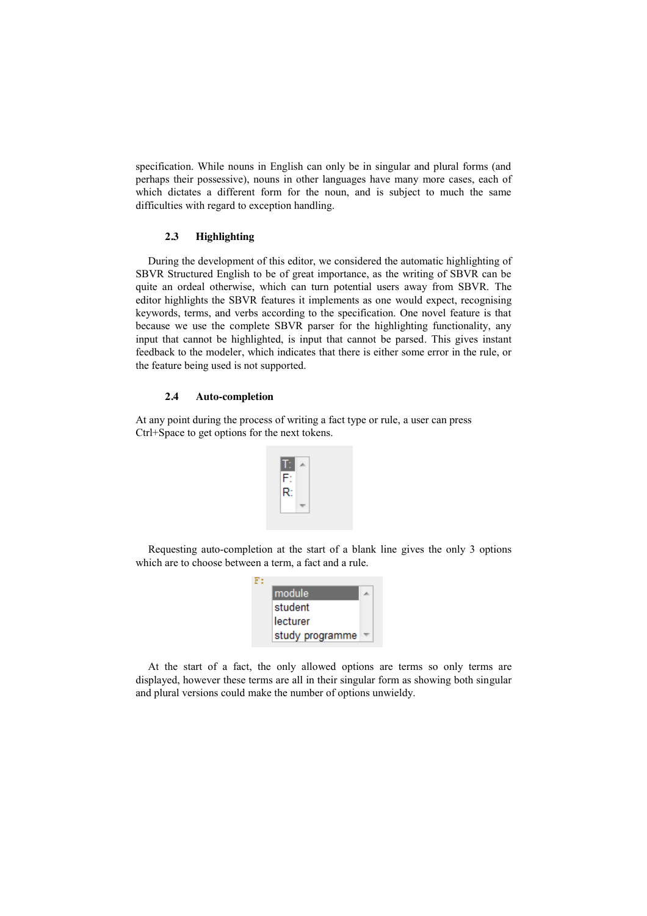specification. While nouns in English can only be in singular and plural forms (and perhaps their possessive), nouns in other languages have many more cases, each of which dictates a different form for the noun, and is subject to much the same difficulties with regard to exception handling.

### 2.3 Highlighting

During the development of this editor, we considered the automatic highlighting of SBVR Structured English to be of great importance, as the writing of SBVR can be quite an ordeal otherwise, which can turn potential users away from SBVR. The editor highlights the SBVR features it implements as one would expect, recognising keywords, terms, and verbs according to the specification. One novel feature is that because we use the complete SBVR parser for the highlighting functionality, any input that cannot be highlighted, is input that cannot be parsed. This gives instant feedback to the modeler, which indicates that there is either some error in the rule, or the feature being used is not supported.

### 2.4 Auto-completion

At any point during the process of writing a fact type or rule, a user can press Ctrl+Space to get options for the next tokens.

Requesting auto-completion at the start of a blank line gives the only 3 options which are to choose between a term, a fact and a rule.

At the start of a fact, the only allowed options are terms so only terms are displayed, however these terms are all in their singular form as showing both singular and plural versions could make the number of options unwieldy.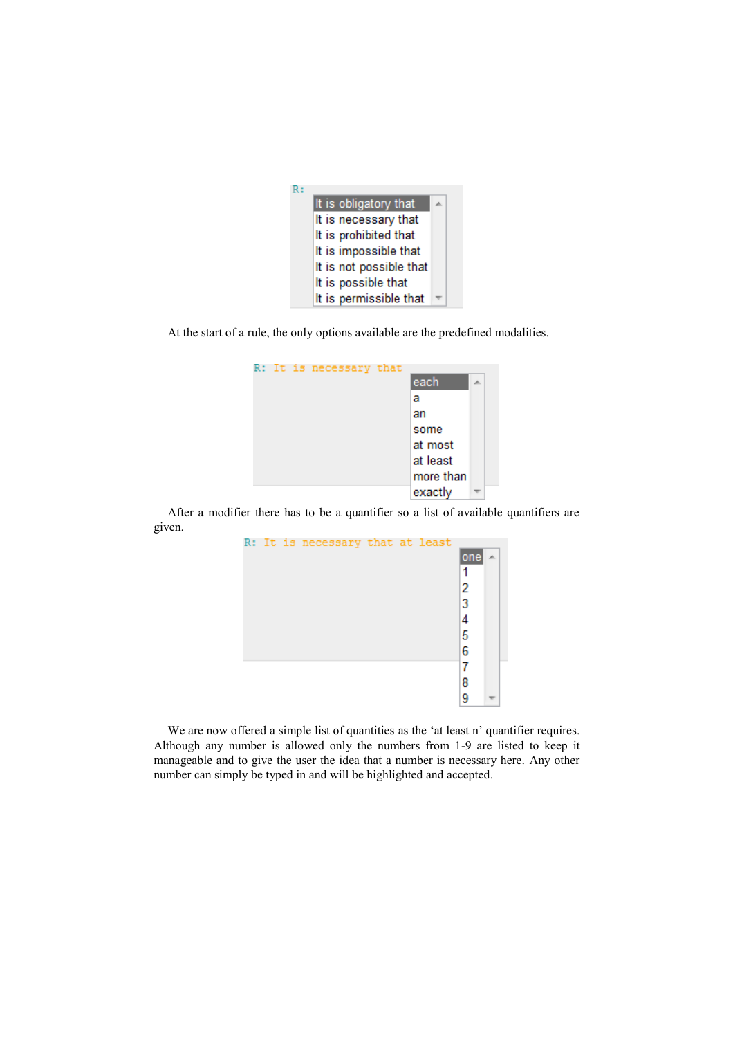R:

- It is obligatory that
- It is necessary that
- It is prohibited that
- It is impossible that
- It is not possible that
- It is possible that
- It is permissible that

At the start of a rule, the only options available are the predefined modalities.

R: It is necessary that

- each
- a
- an
- some
- at most
- at least
- more than
- exactly

After a modifier there has to be a quantifier so a list of available quantifiers are given.

R: It is necessary that at least

- one
- 1
- 2
- 3
- 4
- 5
- 6
- 7
- 8
- 9

We are now offered a simple list of quantities as the 'at least n' quantifier requires. Although any number is allowed only the numbers from 1-9 are listed to keep it manageable and to give the user the idea that a number is necessary here. Any other number can simply be typed in and will be highlighted and accepted.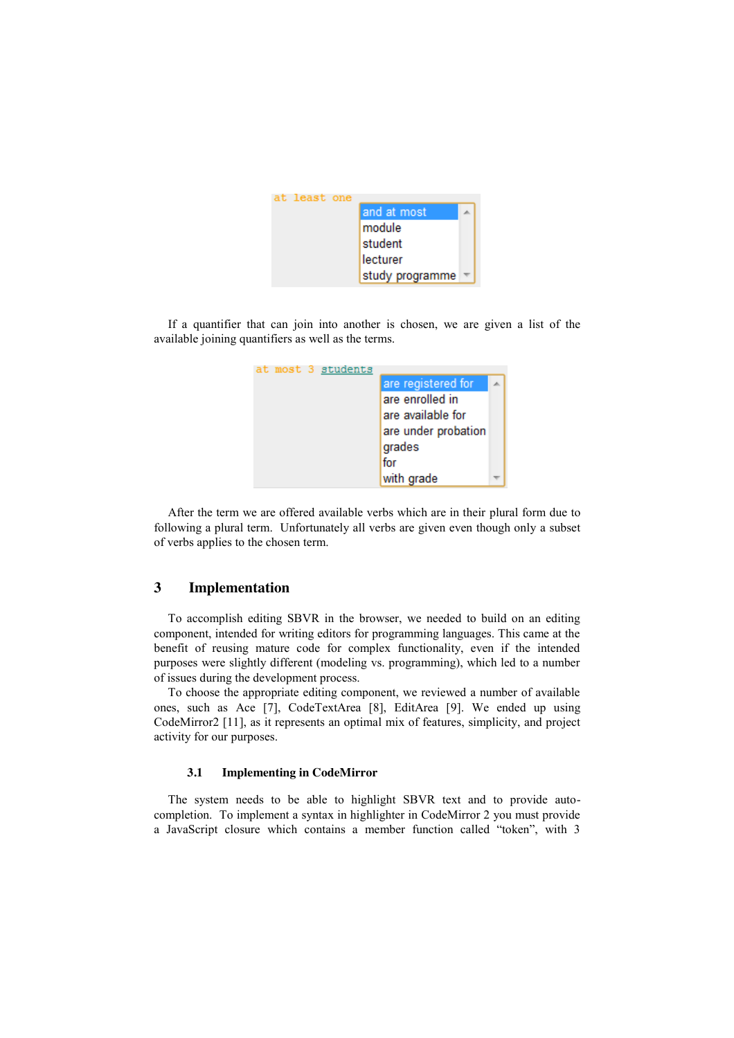If a quantifier that can join into another is chosen, we are given a list of the available joining quantifiers as well as the terms.

After the term we are offered available verbs which are in their plural form due to following a plural term. Unfortunately all verbs are given even though only a subset of verbs applies to the chosen term.

## 3 Implementation

To accomplish editing SBVR in the browser, we needed to build on an editing component, intended for writing editors for programming languages. This came at the benefit of reusing mature code for complex functionality, even if the intended purposes were slightly different (modeling vs. programming), which led to a number of issues during the development process.

To choose the appropriate editing component, we reviewed a number of available ones, such as Ace [7], CodeTextArea [8], EditArea [9]. We ended up using CodeMirror2 [11], as it represents an optimal mix of features, simplicity, and project activity for our purposes.

### 3.1 Implementing in CodeMirror

The system needs to be able to highlight SBVR text and to provide auto-completion. To implement a syntax in highlighter in CodeMirror 2 you must provide a JavaScript closure which contains a member function called "token", with 3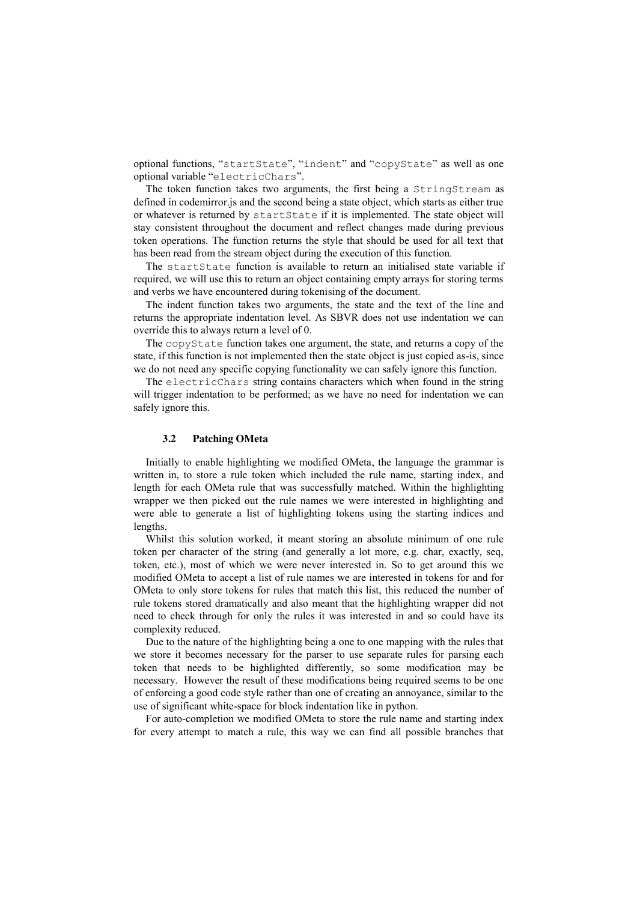optional functions, "`startState`", "`indent`" and "`copyState`" as well as one optional variable "`electricChars`".

The token function takes two arguments, the first being a `StringStream` as defined in codemirror.js and the second being a state object, which starts as either true or whatever is returned by `startState` if it is implemented. The state object will stay consistent throughout the document and reflect changes made during previous token operations. The function returns the style that should be used for all text that has been read from the stream object during the execution of this function.

The `startState` function is available to return an initialised state variable if required, we will use this to return an object containing empty arrays for storing terms and verbs we have encountered during tokenising of the document.

The indent function takes two arguments, the state and the text of the line and returns the appropriate indentation level. As SBVR does not use indentation we can override this to always return a level of 0.

The `copyState` function takes one argument, the state, and returns a copy of the state, if this function is not implemented then the state object is just copied as-is, since we do not need any specific copying functionality we can safely ignore this function.

The `electricChars` string contains characters which when found in the string will trigger indentation to be performed; as we have no need for indentation we can safely ignore this.

### 3.2 Patching OMeta

Initially to enable highlighting we modified OMeta, the language the grammar is written in, to store a rule token which included the rule name, starting index, and length for each OMeta rule that was successfully matched. Within the highlighting wrapper we then picked out the rule names we were interested in highlighting and were able to generate a list of highlighting tokens using the starting indices and lengths.

Whilst this solution worked, it meant storing an absolute minimum of one rule token per character of the string (and generally a lot more, e.g. char, exactly, seq, token, etc.), most of which we were never interested in. So to get around this we modified OMeta to accept a list of rule names we are interested in tokens for and for OMeta to only store tokens for rules that match this list, this reduced the number of rule tokens stored dramatically and also meant that the highlighting wrapper did not need to check through for only the rules it was interested in and so could have its complexity reduced.

Due to the nature of the highlighting being a one to one mapping with the rules that we store it becomes necessary for the parser to use separate rules for parsing each token that needs to be highlighted differently, so some modification may be necessary. However the result of these modifications being required seems to be one of enforcing a good code style rather than one of creating an annoyance, similar to the use of significant white-space for block indentation like in python.

For auto-completion we modified OMeta to store the rule name and starting index for every attempt to match a rule, this way we can find all possible branches that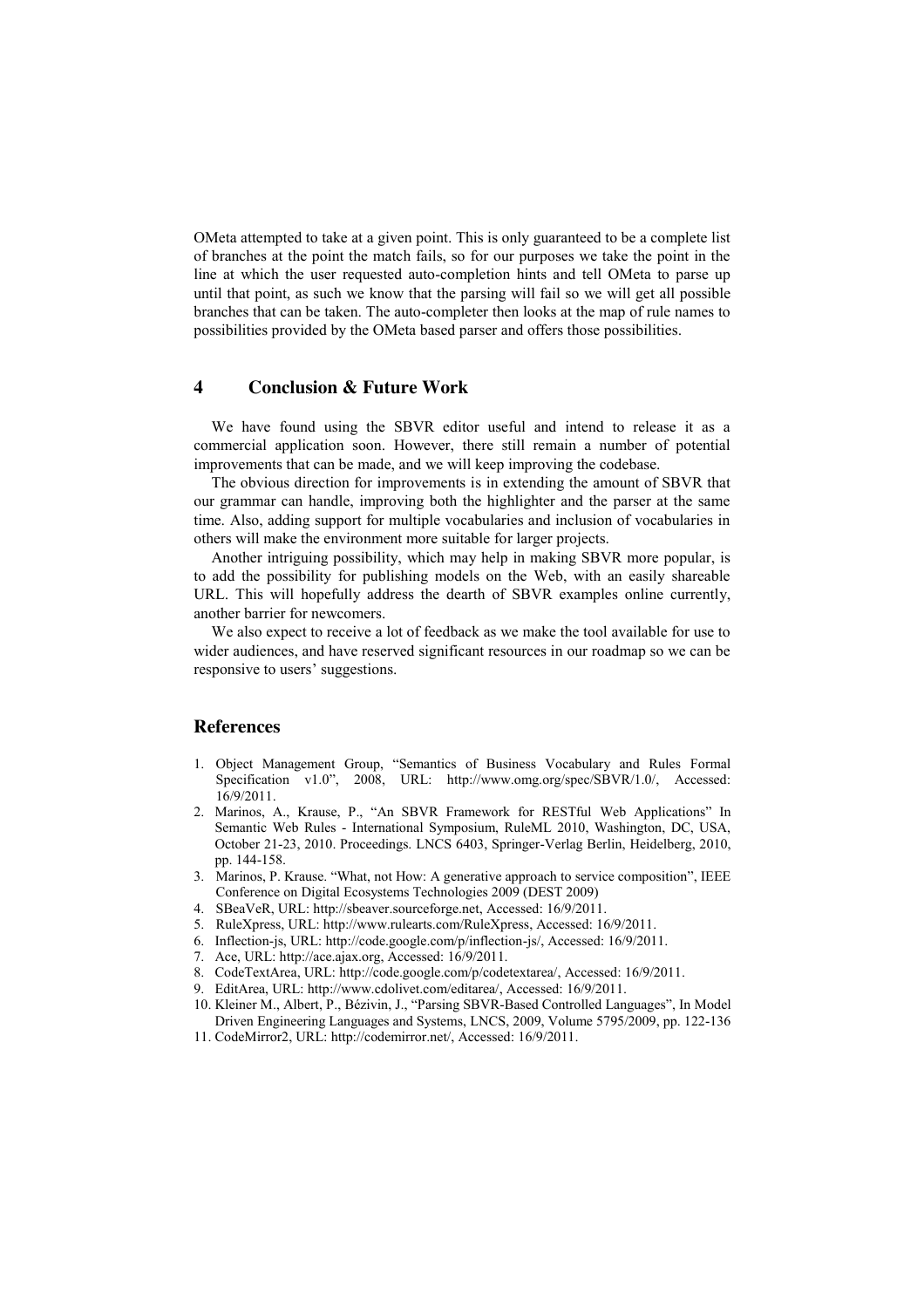OMeta attempted to take at a given point. This is only guaranteed to be a complete list of branches at the point the match fails, so for our purposes we take the point in the line at which the user requested auto-completion hints and tell OMeta to parse up until that point, as such we know that the parsing will fail so we will get all possible branches that can be taken. The auto-completer then looks at the map of rule names to possibilities provided by the OMeta based parser and offers those possibilities.

## 4 Conclusion & Future Work

We have found using the SBVR editor useful and intend to release it as a commercial application soon. However, there still remain a number of potential improvements that can be made, and we will keep improving the codebase.

The obvious direction for improvements is in extending the amount of SBVR that our grammar can handle, improving both the highlighter and the parser at the same time. Also, adding support for multiple vocabularies and inclusion of vocabularies in others will make the environment more suitable for larger projects.

Another intriguing possibility, which may help in making SBVR more popular, is to add the possibility for publishing models on the Web, with an easily shareable URL. This will hopefully address the dearth of SBVR examples online currently, another barrier for newcomers.

We also expect to receive a lot of feedback as we make the tool available for use to wider audiences, and have reserved significant resources in our roadmap so we can be responsive to users' suggestions.

## References

1. Object Management Group, "Semantics of Business Vocabulary and Rules Formal Specification v1.0", 2008, URL: http://www.omg.org/spec/SBVR/1.0/, Accessed: 16/9/2011.
2. Marinos, A., Krause, P., "An SBVR Framework for RESTful Web Applications" In Semantic Web Rules - International Symposium, RuleML 2010, Washington, DC, USA, October 21-23, 2010. Proceedings. LNCS 6403, Springer-Verlag Berlin, Heidelberg, 2010, pp. 144-158.
3. Marinos, P. Krause. "What, not How: A generative approach to service composition", IEEE Conference on Digital Ecosystems Technologies 2009 (DEST 2009)
4. SBeaVeR, URL: http://sbeaver.sourceforge.net, Accessed: 16/9/2011.
5. RuleXpress, URL: http://www.rulearts.com/RuleXpress, Accessed: 16/9/2011.
6. Inflection-js, URL: http://code.google.com/p/inflection-js/, Accessed: 16/9/2011.
7. Ace, URL: http://ace.ajax.org, Accessed: 16/9/2011.
8. CodeTextArea, URL: http://code.google.com/p/codetextarea/, Accessed: 16/9/2011.
9. EditArea, URL: http://www.cdolivet.com/editarea/, Accessed: 16/9/2011.
10. Kleiner M., Albert, P., Bézivin, J., "Parsing SBVR-Based Controlled Languages", In Model Driven Engineering Languages and Systems, LNCS, 2009, Volume 5795/2009, pp. 122-136
11. CodeMirror2, URL: http://codemirror.net/, Accessed: 16/9/2011.